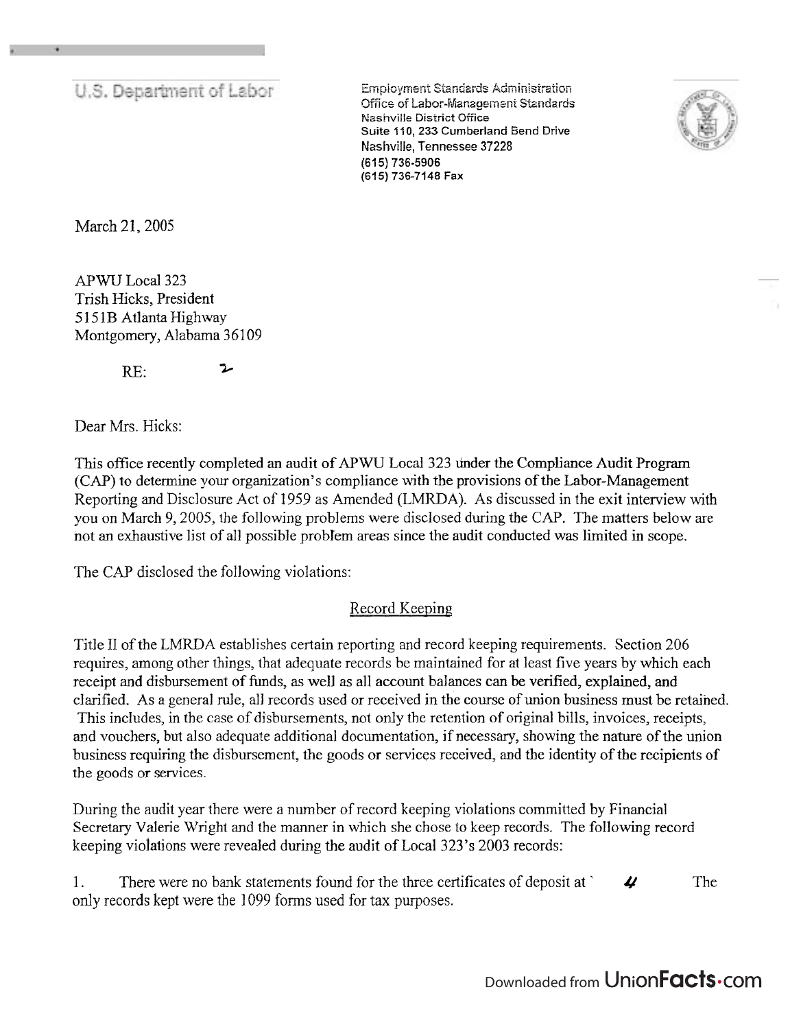U.S. Department of Labor

Employment Standards Administration
Office of Labor-Management Standards
Nashville District Office
Suite 110, 233 Cumberland Bend Drive
Nashville, Tennessee 37228
(615) 736-5906
(615) 736-7148 Fax

March 21, 2005

APWU Local 323
Trish Hicks, President
5151B Atlanta Highway
Montgomery, Alabama 36109

RE: 2

Dear Mrs. Hicks:

This office recently completed an audit of APWU Local 323 under the Compliance Audit Program (CAP) to determine your organization's compliance with the provisions of the Labor-Management Reporting and Disclosure Act of 1959 as Amended (LMRDA). As discussed in the exit interview with you on March 9, 2005, the following problems were disclosed during the CAP. The matters below are not an exhaustive list of all possible problem areas since the audit conducted was limited in scope.

The CAP disclosed the following violations:

## Record Keeping

Title II of the LMRDA establishes certain reporting and record keeping requirements. Section 206 requires, among other things, that adequate records be maintained for at least five years by which each receipt and disbursement of funds, as well as all account balances can be verified, explained, and clarified. As a general rule, all records used or received in the course of union business must be retained. This includes, in the case of disbursements, not only the retention of original bills, invoices, receipts, and vouchers, but also adequate additional documentation, if necessary, showing the nature of the union business requiring the disbursement, the goods or services received, and the identity of the recipients of the goods or services.

During the audit year there were a number of record keeping violations committed by Financial Secretary Valerie Wright and the manner in which she chose to keep records. The following record keeping violations were revealed during the audit of Local 323's 2003 records:

1. There were no bank statements found for the three certificates of deposit at 4 The only records kept were the 1099 forms used for tax purposes.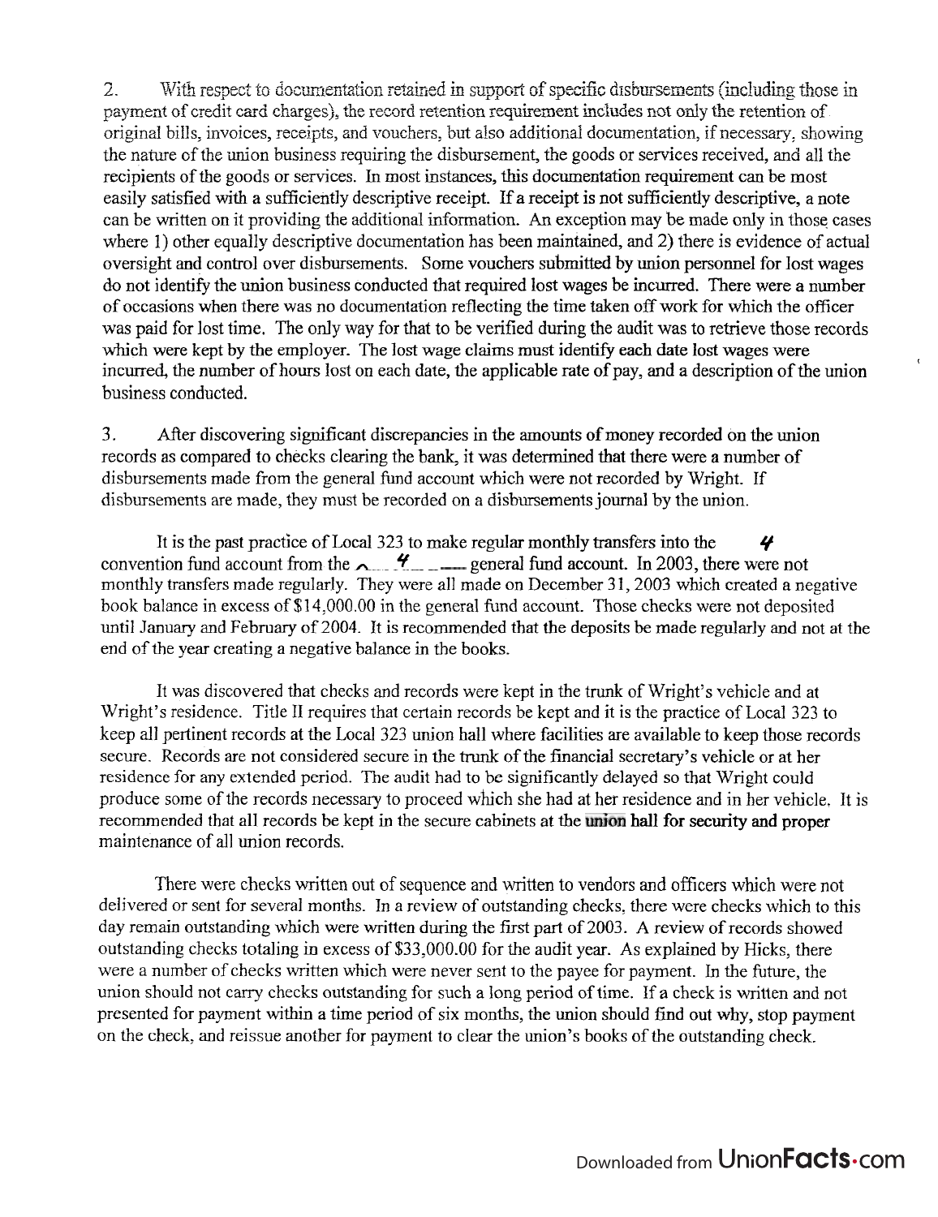2. With respect to documentation retained in support of specific disbursements (including those in payment of credit card charges), the record retention requirement includes not only the retention of original bills, invoices, receipts, and vouchers, but also additional documentation, if necessary, showing the nature of the union business requiring the disbursement, the goods or services received, and all the recipients of the goods or services. In most instances, this documentation requirement can be most easily satisfied with a sufficiently descriptive receipt. If a receipt is not sufficiently descriptive, a note can be written on it providing the additional information. An exception may be made only in those cases where 1) other equally descriptive documentation has been maintained, and 2) there is evidence of actual oversight and control over disbursements. Some vouchers submitted by union personnel for lost wages do not identify the union business conducted that required lost wages be incurred. There were a number of occasions when there was no documentation reflecting the time taken off work for which the officer was paid for lost time. The only way for that to be verified during the audit was to retrieve those records which were kept by the employer. The lost wage claims must identify each date lost wages were incurred, the number of hours lost on each date, the applicable rate of pay, and a description of the union business conducted.

3. After discovering significant discrepancies in the amounts of money recorded on the union records as compared to checks clearing the bank, it was determined that there were a number of disbursements made from the general fund account which were not recorded by Wright. If disbursements are made, they must be recorded on a disbursements journal by the union.

It is the past practice of Local 323 to make regular monthly transfers into the 4 convention fund account from the 4 general fund account. In 2003, there were not monthly transfers made regularly. They were all made on December 31, 2003 which created a negative book balance in excess of $14,000.00 in the general fund account. Those checks were not deposited until January and February of 2004. It is recommended that the deposits be made regularly and not at the end of the year creating a negative balance in the books.

It was discovered that checks and records were kept in the trunk of Wright's vehicle and at Wright's residence. Title II requires that certain records be kept and it is the practice of Local 323 to keep all pertinent records at the Local 323 union hall where facilities are available to keep those records secure. Records are not considered secure in the trunk of the financial secretary's vehicle or at her residence for any extended period. The audit had to be significantly delayed so that Wright could produce some of the records necessary to proceed which she had at her residence and in her vehicle. It is recommended that all records be kept in the secure cabinets at the union hall for security and proper maintenance of all union records.

There were checks written out of sequence and written to vendors and officers which were not delivered or sent for several months. In a review of outstanding checks, there were checks which to this day remain outstanding which were written during the first part of 2003. A review of records showed outstanding checks totaling in excess of $33,000.00 for the audit year. As explained by Hicks, there were a number of checks written which were never sent to the payee for payment. In the future, the union should not carry checks outstanding for such a long period of time. If a check is written and not presented for payment within a time period of six months, the union should find out why, stop payment on the check, and reissue another for payment to clear the union's books of the outstanding check.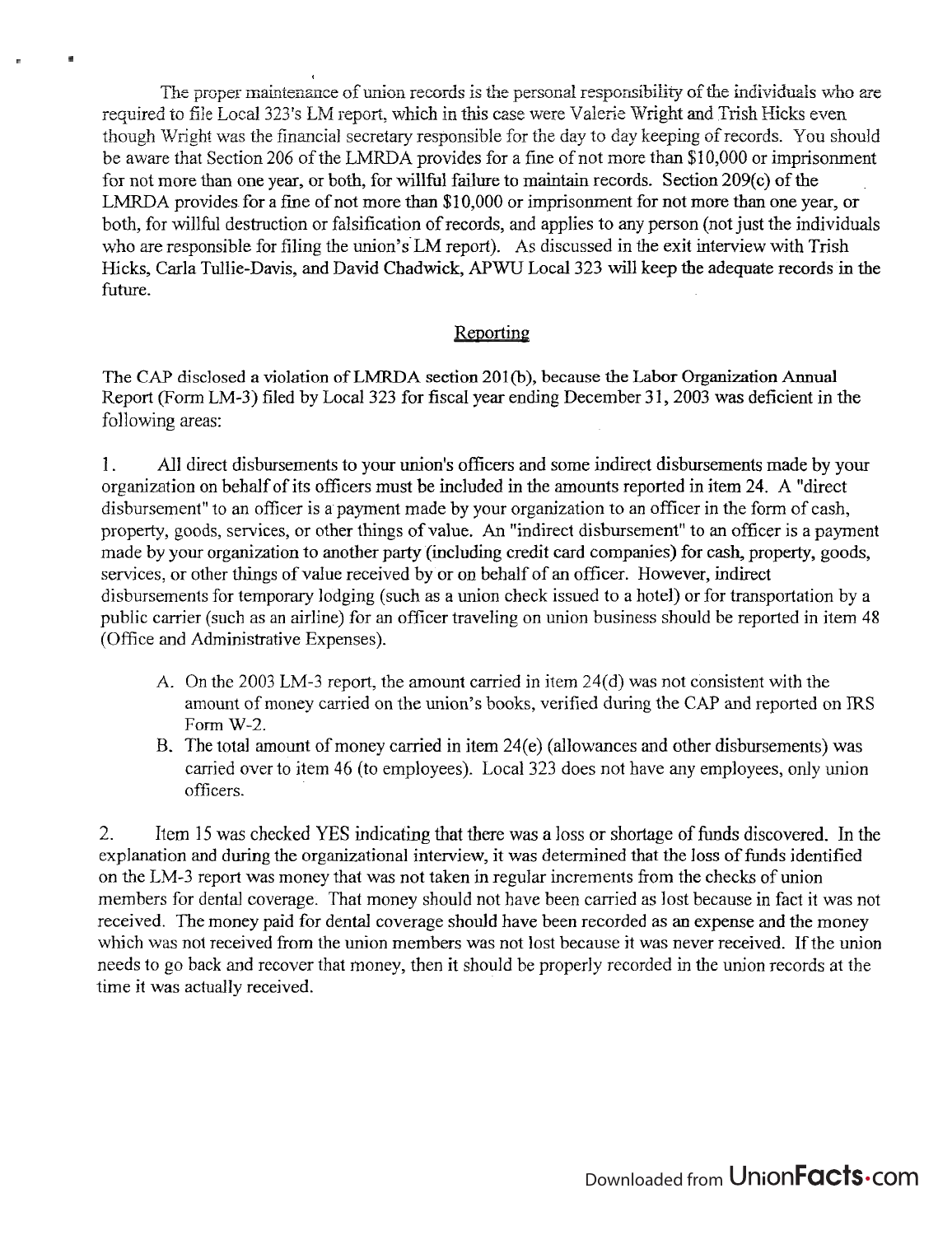The proper maintenance of union records is the personal responsibility of the individuals who are required to file Local 323's LM report, which in this case were Valerie Wright and Trish Hicks even though Wright was the financial secretary responsible for the day to day keeping of records. You should be aware that Section 206 of the LMRDA provides for a fine of not more than $10,000 or imprisonment for not more than one year, or both, for willful failure to maintain records. Section 209(c) of the LMRDA provides for a fine of not more than $10,000 or imprisonment for not more than one year, or both, for willful destruction or falsification of records, and applies to any person (not just the individuals who are responsible for filing the union's LM report). As discussed in the exit interview with Trish Hicks, Carla Tullie-Davis, and David Chadwick, APWU Local 323 will keep the adequate records in the future.

## Reporting

The CAP disclosed a violation of LMRDA section 201(b), because the Labor Organization Annual Report (Form LM-3) filed by Local 323 for fiscal year ending December 31, 2003 was deficient in the following areas:

1. All direct disbursements to your union's officers and some indirect disbursements made by your organization on behalf of its officers must be included in the amounts reported in item 24. A "direct disbursement" to an officer is a payment made by your organization to an officer in the form of cash, property, goods, services, or other things of value. An "indirect disbursement" to an officer is a payment made by your organization to another party (including credit card companies) for cash, property, goods, services, or other things of value received by or on behalf of an officer. However, indirect disbursements for temporary lodging (such as a union check issued to a hotel) or for transportation by a public carrier (such as an airline) for an officer traveling on union business should be reported in item 48 (Office and Administrative Expenses).

   A. On the 2003 LM-3 report, the amount carried in item 24(d) was not consistent with the amount of money carried on the union's books, verified during the CAP and reported on IRS Form W-2.

   B. The total amount of money carried in item 24(e) (allowances and other disbursements) was carried over to item 46 (to employees). Local 323 does not have any employees, only union officers.

2. Item 15 was checked YES indicating that there was a loss or shortage of funds discovered. In the explanation and during the organizational interview, it was determined that the loss of funds identified on the LM-3 report was money that was not taken in regular increments from the checks of union members for dental coverage. That money should not have been carried as lost because in fact it was not received. The money paid for dental coverage should have been recorded as an expense and the money which was not received from the union members was not lost because it was never received. If the union needs to go back and recover that money, then it should be properly recorded in the union records at the time it was actually received.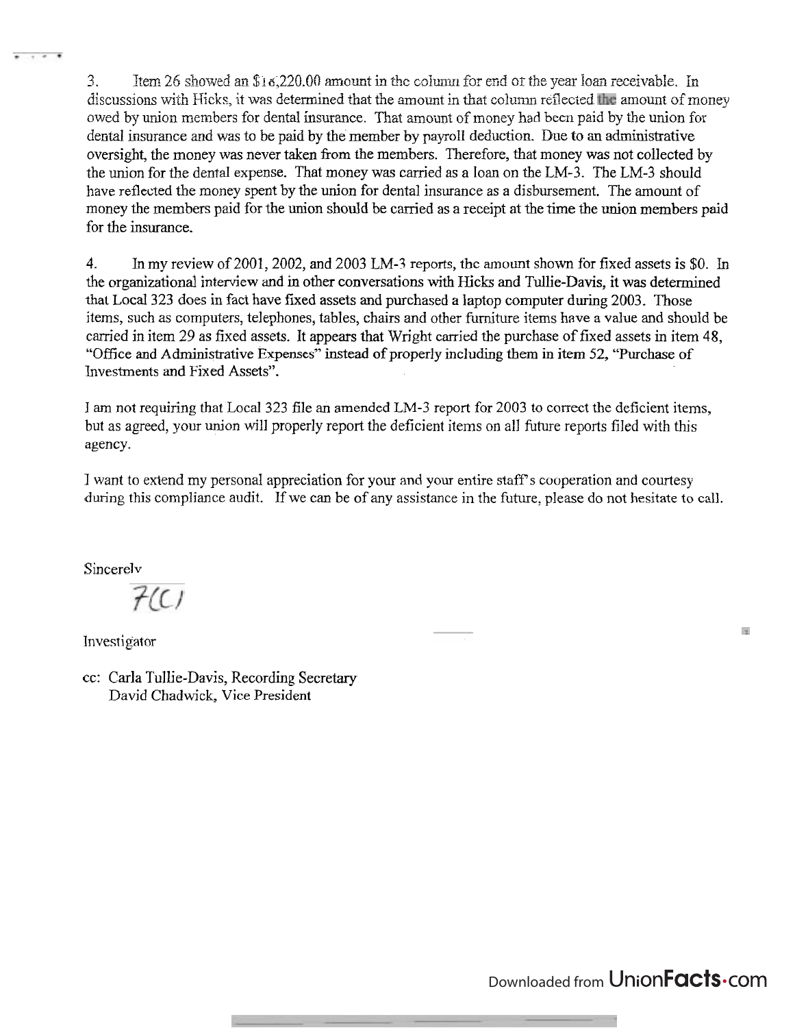3. Item 26 showed an $18,220.00 amount in the column for end of the year loan receivable. In discussions with Hicks, it was determined that the amount in that column reflected the amount of money owed by union members for dental insurance. That amount of money had been paid by the union for dental insurance and was to be paid by the member by payroll deduction. Due to an administrative oversight, the money was never taken from the members. Therefore, that money was not collected by the union for the dental expense. That money was carried as a loan on the LM-3. The LM-3 should have reflected the money spent by the union for dental insurance as a disbursement. The amount of money the members paid for the union should be carried as a receipt at the time the union members paid for the insurance.

4. In my review of 2001, 2002, and 2003 LM-3 reports, the amount shown for fixed assets is $0. In the organizational interview and in other conversations with Hicks and Tullie-Davis, it was determined that Local 323 does in fact have fixed assets and purchased a laptop computer during 2003. Those items, such as computers, telephones, tables, chairs and other furniture items have a value and should be carried in item 29 as fixed assets. It appears that Wright carried the purchase of fixed assets in item 48, "Office and Administrative Expenses" instead of properly including them in item 52, "Purchase of Investments and Fixed Assets".

I am not requiring that Local 323 file an amended LM-3 report for 2003 to correct the deficient items, but as agreed, your union will properly report the deficient items on all future reports filed with this agency.

I want to extend my personal appreciation for your and your entire staff's cooperation and courtesy during this compliance audit. If we can be of any assistance in the future, please do not hesitate to call.

Sincerely

7(C)

Investigator

cc: Carla Tullie-Davis, Recording Secretary
David Chadwick, Vice President